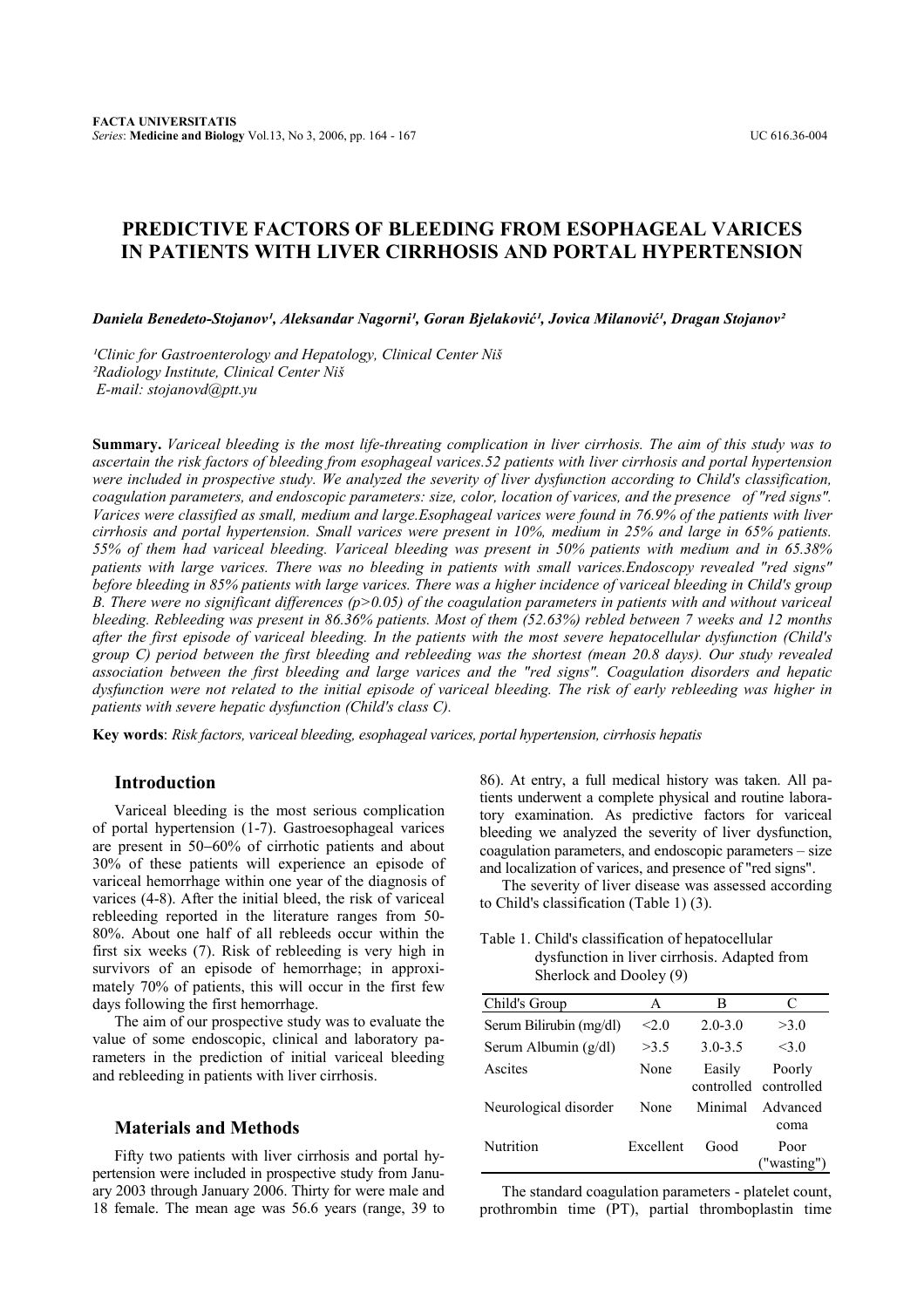# PREDICTIVE FACTORS OF BLEEDING FROM ESOPHAGEAL VARICES IN PATIENTS WITH LIVER CIRRHOSIS AND PORTAL HYPERTENSION

***Daniela Benedeto-Stojanov*[1]*, Aleksandar Nagorni*[1]*, Goran Bjelaković*[1]*, Jovica Milanović*[1]*, Dragan Stojanov*[2]**

*[1]Clinic for Gastroenterology and Hepatology, Clinical Center Niš*
*[2]Radiology Institute, Clinical Center Niš*
*E-mail: stojanovd@ptt.yu*

**Summary.** *Variceal bleeding is the most life-threating complication in liver cirrhosis. The aim of this study was to ascertain the risk factors of bleeding from esophageal varices.52 patients with liver cirrhosis and portal hypertension were included in prospective study. We analyzed the severity of liver dysfunction according to Child's classification, coagulation parameters, and endoscopic parameters: size, color, location of varices, and the presence of "red signs". Varices were classified as small, medium and large.Esophageal varices were found in 76.9% of the patients with liver cirrhosis and portal hypertension. Small varices were present in 10%, medium in 25% and large in 65% patients. 55% of them had variceal bleeding. Variceal bleeding was present in 50% patients with medium and in 65.38% patients with large varices. There was no bleeding in patients with small varices.Endoscopy revealed "red signs" before bleeding in 85% patients with large varices. There was a higher incidence of variceal bleeding in Child's group B. There were no significant differences (p>0.05) of the coagulation parameters in patients with and without variceal bleeding. Rebleeding was present in 86.36% patients. Most of them (52.63%) rebled between 7 weeks and 12 months after the first episode of variceal bleeding. In the patients with the most severe hepatocellular dysfunction (Child's group C) period between the first bleeding and rebleeding was the shortest (mean 20.8 days). Our study revealed association between the first bleeding and large varices and the "red signs". Coagulation disorders and hepatic dysfunction were not related to the initial episode of variceal bleeding. The risk of early rebleeding was higher in patients with severe hepatic dysfunction (Child's class C).*

**Key words**: *Risk factors, variceal bleeding, esophageal varices, portal hypertension, cirrhosis hepatis*

## Introduction

Variceal bleeding is the most serious complication of portal hypertension (1-7). Gastroesophageal varices are present in 50–60% of cirrhotic patients and about 30% of these patients will experience an episode of variceal hemorrhage within one year of the diagnosis of varices (4-8). After the initial bleed, the risk of variceal rebleeding reported in the literature ranges from 50-80%. About one half of all rebleeds occur within the first six weeks (7). Risk of rebleeding is very high in survivors of an episode of hemorrhage; in approximately 70% of patients, this will occur in the first few days following the first hemorrhage.

The aim of our prospective study was to evaluate the value of some endoscopic, clinical and laboratory parameters in the prediction of initial variceal bleeding and rebleeding in patients with liver cirrhosis.

## Materials and Methods

Fifty two patients with liver cirrhosis and portal hypertension were included in prospective study from January 2003 through January 2006. Thirty for were male and 18 female. The mean age was 56.6 years (range, 39 to 86). At entry, a full medical history was taken. All patients underwent a complete physical and routine laboratory examination. As predictive factors for variceal bleeding we analyzed the severity of liver dysfunction, coagulation parameters, and endoscopic parameters – size and localization of varices, and presence of "red signs".

The severity of liver disease was assessed according to Child's classification (Table 1) (3).

Table 1. Child's classification of hepatocellular dysfunction in liver cirrhosis. Adapted from Sherlock and Dooley (9)

| Child's Group | A | B | C |
|---|---|---|---|
| Serum Bilirubin (mg/dl) | <2.0 | 2.0-3.0 | >3.0 |
| Serum Albumin (g/dl) | >3.5 | 3.0-3.5 | <3.0 |
| Ascites | None | Easily controlled | Poorly controlled |
| Neurological disorder | None | Minimal | Advanced coma |
| Nutrition | Excellent | Good | Poor ("wasting") |

The standard coagulation parameters - platelet count, prothrombin time (PT), partial thromboplastin time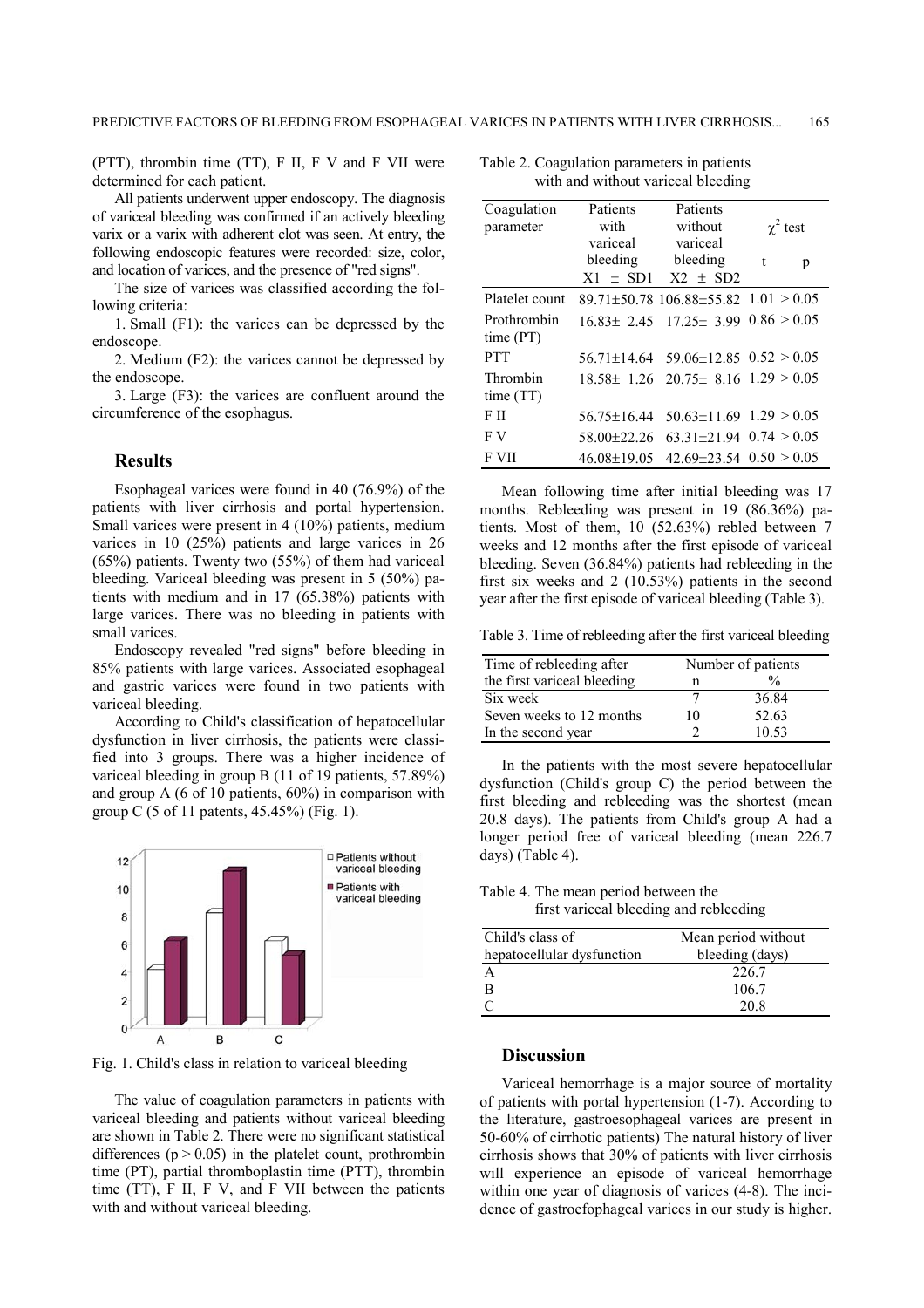(PTT), thrombin time (TT), F II, F V and F VII were determined for each patient.

All patients underwent upper endoscopy. The diagnosis of variceal bleeding was confirmed if an actively bleeding varix or a varix with adherent clot was seen. At entry, the following endoscopic features were recorded: size, color, and location of varices, and the presence of "red signs".

The size of varices was classified according the following criteria:

1. Small (F1): the varices can be depressed by the endoscope.
2. Medium (F2): the varices cannot be depressed by the endoscope.
3. Large (F3): the varices are confluent around the circumference of the esophagus.

## Results

Esophageal varices were found in 40 (76.9%) of the patients with liver cirrhosis and portal hypertension. Small varices were present in 4 (10%) patients, medium varices in 10 (25%) patients and large varices in 26 (65%) patients. Twenty two (55%) of them had variceal bleeding. Variceal bleeding was present in 5 (50%) patients with medium and in 17 (65.38%) patients with large varices. There was no bleeding in patients with small varices.

Endoscopy revealed "red signs" before bleeding in 85% patients with large varices. Associated esophageal and gastric varices were found in two patients with variceal bleeding.

According to Child's classification of hepatocellular dysfunction in liver cirrhosis, the patients were classified into 3 groups. There was a higher incidence of variceal bleeding in group B (11 of 19 patients, 57.89%) and group A (6 of 10 patients, 60%) in comparison with group C (5 of 11 patents, 45.45%) (Fig. 1).

Fig. 1. Child's class in relation to variceal bleeding

The value of coagulation parameters in patients with variceal bleeding and patients without variceal bleeding are shown in Table 2. There were no significant statistical differences ($p > 0.05$) in the platelet count, prothrombin time (PT), partial thromboplastin time (PTT), thrombin time (TT), F II, F V, and F VII between the patients with and without variceal bleeding.

Table 2. Coagulation parameters in patients with and without variceal bleeding

| Coagulation parameter | Patients with variceal bleeding $X1 \pm SD1$ | Patients without variceal bleeding $X2 \pm SD2$ | $\chi^2$ test t | p |
|---|---|---|---|---|
| Platelet count | 89.71±50.78 | 106.88±55.82 | 1.01 | > 0.05 |
| Prothrombin time (PT) | 16.83± 2.45 | 17.25± 3.99 | 0.86 | > 0.05 |
| PTT | 56.71±14.64 | 59.06±12.85 | 0.52 | > 0.05 |
| Thrombin time (TT) | 18.58± 1.26 | 20.75± 8.16 | 1.29 | > 0.05 |
| F II | 56.75±16.44 | 50.63±11.69 | 1.29 | > 0.05 |
| F V | 58.00±22.26 | 63.31±21.94 | 0.74 | > 0.05 |
| F VII | 46.08±19.05 | 42.69±23.54 | 0.50 | > 0.05 |

Mean following time after initial bleeding was 17 months. Rebleeding was present in 19 (86.36%) patients. Most of them, 10 (52.63%) rebled between 7 weeks and 12 months after the first episode of variceal bleeding. Seven (36.84%) patients had rebleeding in the first six weeks and 2 (10.53%) patients in the second year after the first episode of variceal bleeding (Table 3).

Table 3. Time of rebleeding after the first variceal bleeding

| Time of rebleeding after the first variceal bleeding | Number of patients n | % |
|---|---|---|
| Six week | 7 | 36.84 |
| Seven weeks to 12 months | 10 | 52.63 |
| In the second year | 2 | 10.53 |

In the patients with the most severe hepatocellular dysfunction (Child's group C) the period between the first bleeding and rebleeding was the shortest (mean 20.8 days). The patients from Child's group A had a longer period free of variceal bleeding (mean 226.7 days) (Table 4).

Table 4. The mean period between the first variceal bleeding and rebleeding

| Child's class of hepatocellular dysfunction | Mean period without bleeding (days) |
|---|---|
| A | 226.7 |
| B | 106.7 |
| C | 20.8 |

## Discussion

Variceal hemorrhage is a major source of mortality of patients with portal hypertension (1-7). According to the literature, gastroesophageal varices are present in 50-60% of cirrhotic patients) The natural history of liver cirrhosis shows that 30% of patients with liver cirrhosis will experience an episode of variceal hemorrhage within one year of diagnosis of varices (4-8). The incidence of gastroefophageal varices in our study is higher.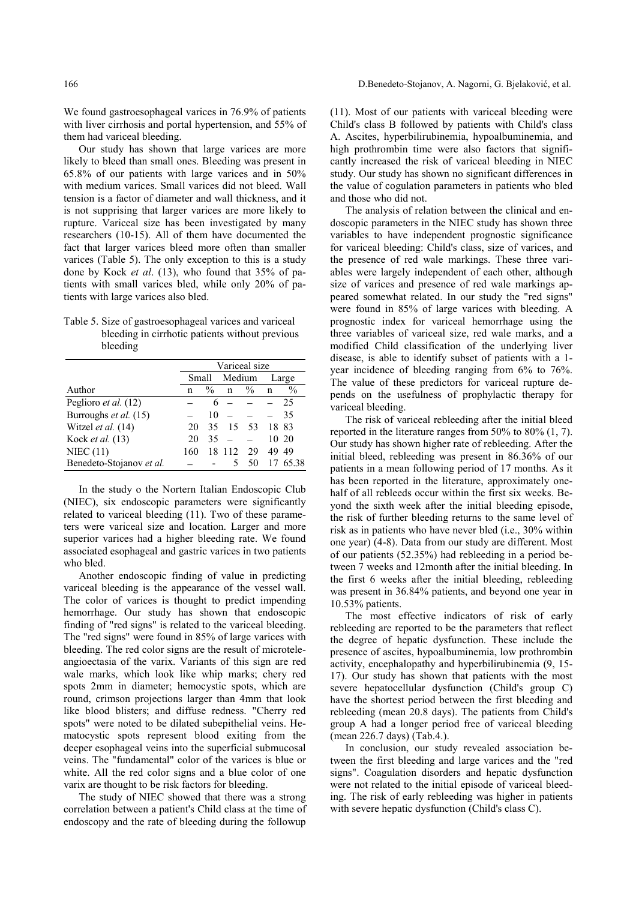We found gastroesophageal varices in 76.9% of patients with liver cirrhosis and portal hypertension, and 55% of them had variceal bleeding.

Our study has shown that large varices are more likely to bleed than small ones. Bleeding was present in 65.8% of our patients with large varices and in 50% with medium varices. Small varices did not bleed. Wall tension is a factor of diameter and wall thickness, and it is not supprising that larger varices are more likely to rupture. Variceal size has been investigated by many researchers (10-15). All of them have documented the fact that larger varices bleed more often than smaller varices (Table 5). The only exception to this is a study done by Kock *et al*. (13), who found that 35% of patients with small varices bled, while only 20% of patients with large varices also bled.

Table 5. Size of gastroesophageal varices and variceal bleeding in cirrhotic patients without previous bleeding

| Author | Variceal size | | | | | |
|---|---|---|---|---|---|---|
| | Small | | Medium | | Large | |
| | n | % | n | % | n | % |
| Peglioro *et al.* (12) | – | 6 | – | – | – | 25 |
| Burroughs *et al.* (15) | – | 10 | – | – | – | 35 |
| Witzel *et al.* (14) | 20 | 35 | 15 | 53 | 18 | 83 |
| Kock *et al.* (13) | 20 | 35 | – | – | 10 | 20 |
| NIEC (11) | 160 | 18 | 112 | 29 | 49 | 49 |
| Benedeto-Stojanov *et al.* | – | - | 5 | 50 | 17 | 65.38 |

In the study o the Nortern Italian Endoscopic Club (NIEC), six endoscopic parameters were significantly related to variceal bleeding (11). Two of these parameters were variceal size and location. Larger and more superior varices had a higher bleeding rate. We found associated esophageal and gastric varices in two patients who bled.

Another endoscopic finding of value in predicting variceal bleeding is the appearance of the vessel wall. The color of varices is thought to predict impending hemorrhage. Our study has shown that endoscopic finding of "red signs" is related to the variceal bleeding. The "red signs" were found in 85% of large varices with bleeding. The red color signs are the result of microteleangioectasia of the varix. Variants of this sign are red wale marks, which look like whip marks; chery red spots 2mm in diameter; hemocystic spots, which are round, crimson projections larger than 4mm that look like blood blisters; and diffuse redness. "Cherry red spots" were noted to be dilated subepithelial veins. Hematocystic spots represent blood exiting from the deeper esophageal veins into the superficial submucosal veins. The "fundamental" color of the varices is blue or white. All the red color signs and a blue color of one varix are thought to be risk factors for bleeding.

The study of NIEC showed that there was a strong correlation between a patient's Child class at the time of endoscopy and the rate of bleeding during the followup (11). Most of our patients with variceal bleeding were Child's class B followed by patients with Child's class A. Ascites, hyperbilirubinemia, hypoalbuminemia, and high prothrombin time were also factors that significantly increased the risk of variceal bleeding in NIEC study. Our study has shown no significant differences in the value of cogulation parameters in patients who bled and those who did not.

The analysis of relation between the clinical and endoscopic parameters in the NIEC study has shown three variables to have independent prognostic significance for variceal bleeding: Child's class, size of varices, and the presence of red wale markings. These three variables were largely independent of each other, although size of varices and presence of red wale markings appeared somewhat related. In our study the "red signs" were found in 85% of large varices with bleeding. A prognostic index for variceal hemorrhage using the three variables of variceal size, red wale marks, and a modified Child classification of the underlying liver disease, is able to identify subset of patients with a 1-year incidence of bleeding ranging from 6% to 76%. The value of these predictors for variceal rupture depends on the usefulness of prophylactic therapy for variceal bleeding.

The risk of variceal rebleeding after the initial bleed reported in the literature ranges from 50% to 80% (1, 7). Our study has shown higher rate of rebleeding. After the initial bleed, rebleeding was present in 86.36% of our patients in a mean following period of 17 months. As it has been reported in the literature, approximately one-half of all rebleeds occur within the first six weeks. Beyond the sixth week after the initial bleeding episode, the risk of further bleeding returns to the same level of risk as in patients who have never bled (i.e., 30% within one year) (4-8). Data from our study are different. Most of our patients (52.35%) had rebleeding in a period between 7 weeks and 12month after the initial bleeding. In the first 6 weeks after the initial bleeding, rebleeding was present in 36.84% patients, and beyond one year in 10.53% patients.

The most effective indicators of risk of early rebleeding are reported to be the parameters that reflect the degree of hepatic dysfunction. These include the presence of ascites, hypoalbuminemia, low prothrombin activity, encephalopathy and hyperbilirubinemia (9, 15-17). Our study has shown that patients with the most severe hepatocellular dysfunction (Child's group C) have the shortest period between the first bleeding and rebleeding (mean 20.8 days). The patients from Child's group A had a longer period free of variceal bleeding (mean 226.7 days) (Tab.4.).

In conclusion, our study revealed association between the first bleeding and large varices and the "red signs". Coagulation disorders and hepatic dysfunction were not related to the initial episode of variceal bleeding. The risk of early rebleeding was higher in patients with severe hepatic dysfunction (Child's class C).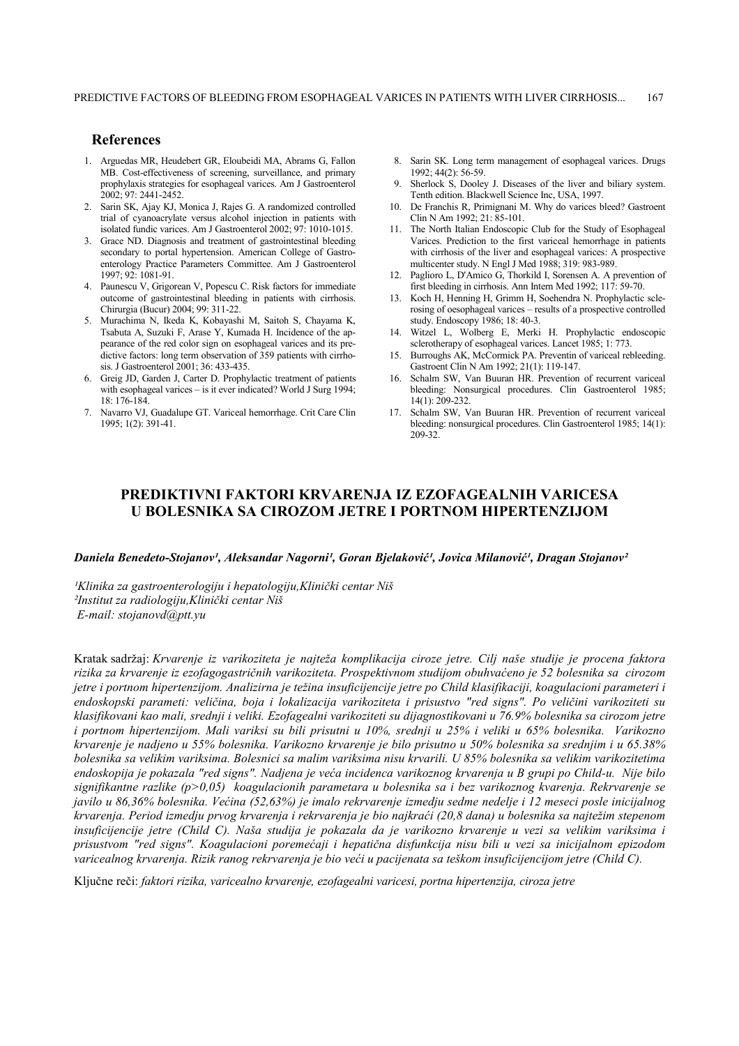## References

1. Arguedas MR, Heudebert GR, Eloubeidi MA, Abrams G, Fallon MB. Cost-effectiveness of screening, surveillance, and primary prophylaxis strategies for esophageal varices. Am J Gastroenterol 2002; 97: 2441-2452.
2. Sarin SK, Ajay KJ, Monica J, Rajes G. A randomized controlled trial of cyanoacrylate versus alcohol injection in patients with isolated fundic varices. Am J Gastroenterol 2002; 97: 1010-1015.
3. Grace ND. Diagnosis and treatment of gastrointestinal bleeding secondary to portal hypertension. American College of Gastroenterology Practice Parameters Committee. Am J Gastroenterol 1997; 92: 1081-91.
4. Paunescu V, Grigorean V, Popescu C. Risk factors for immediate outcome of gastrointestinal bleeding in patients with cirrhosis. Chirurgia (Bucur) 2004; 99: 311-22.
5. Murachima N, Ikeda K, Kobayashi M, Saitoh S, Chayama K, Tsabuta A, Suzuki F, Arase Y, Kumada H. Incidence of the appearance of the red color sign on esophageal varices and its predictive factors: long term observation of 359 patients with cirrhosis. J Gastroenterol 2001; 36: 433-435.
6. Greig JD, Garden J, Carter D. Prophylactic treatment of patients with esophageal varices – is it ever indicated? World J Surg 1994; 18: 176-184.
7. Navarro VJ, Guadalupe GT. Variceal hemorrhage. Crit Care Clin 1995; 1(2): 391-41.
8. Sarin SK. Long term management of esophageal varices. Drugs 1992; 44(2): 56-59.
9. Sherlock S, Dooley J. Diseases of the liver and biliary system. Tenth edition. Blackwell Science Inc, USA, 1997.
10. De Franchis R, Primignani M. Why do varices bleed? Gastroent Clin N Am 1992; 21: 85-101.
11. The North Italian Endoscopic Club for the Study of Esophageal Varices. Prediction to the first variceal hemorrhage in patients with cirrhosis of the liver and esophageal varices: A prospective multicenter study. N Engl J Med 1988; 319: 983-989.
12. Paglioro L, D'Amico G, Thorkild I, Sorensen A. A prevention of first bleeding in cirrhosis. Ann Intern Med 1992; 117: 59-70.
13. Koch H, Henning H, Grimm H, Soehendra N. Prophylactic sclerosing of oesophageal varices – results of a prospective controlled study. Endoscopy 1986; 18: 40-3.
14. Witzel L, Wolberg E, Merki H. Prophylactic endoscopic sclerotherapy of esophageal varices. Lancet 1985; 1: 773.
15. Burroughs AK, McCormick PA. Preventin of variceal rebleeding. Gastroent Clin N Am 1992; 21(1): 119-147.
16. Schalm SW, Van Buuran HR. Prevention of recurrent variceal bleeding: Nonsurgical procedures. Clin Gastroenterol 1985; 14(1): 209-232.
17. Schalm SW, Van Buuran HR. Prevention of recurrent variceal bleeding: nonsurgical procedures. Clin Gastroenterol 1985; 14(1): 209-32.

# PREDIKTIVNI FAKTORI KRVARENJA IZ EZOFAGEALNIH VARICESA U BOLESNIKA SA CIROZOM JETRE I PORTNOM HIPERTENZIJOM

***Daniela Benedeto-Stojanov[1], Aleksandar Nagorni[1], Goran Bjelaković[1], Jovica Milanović[1], Dragan Stojanov[2]***

*[1]Klinika za gastroenterologiju i hepatologiju,Klinički centar Niš*
*[2]Institut za radiologiju,Klinički centar Niš*
*E-mail: stojanovd@ptt.yu*

Kratak sadržaj: *Krvarenje iz varikoziteta je najteža komplikacija ciroze jetre. Cilj naše studije je procena faktora rizika za krvarenje iz ezofagogastričnih varikoziteta. Prospektivnom studijom obuhvaćeno je 52 bolesnika sa cirozom jetre i portnom hipertenzijom. Analizirna je težina insuficijencije jetre po Child klasifikaciji, koagulacioni parameteri i endoskopski parametri: veličina, boja i lokalizacija varikoziteta i prisustvo "red signs". Po veličini varikoziteti su klasifikovani kao mali, srednji i veliki. Ezofagealni varikoziteti su dijagnostikovani u 76.9% bolesnika sa cirozom jetre i portnom hipertenzijom. Mali variksi su bili prisutni u 10%, srednji u 25% i veliki u 65% bolesnika. Varikozno krvarenje je nadjeno u 55% bolesnika. Varikozno krvarenje je bilo prisutno u 50% bolesnika sa srednjim i u 65.38% bolesnika sa velikim variksima. Bolesnici sa malim variksima nisu krvarili. U 85% bolesnika sa velikim varikozitetima endoskopija je pokazala "red signs". Nadjena je veća incidenca varikoznog krvarenja u B grupi po Child-u. Nije bilo signifikantne razlike (p>0,05) koagulacionih parametara u bolesnika sa i bez varikoznog kvarenja. Rekrvarenje se javilo u 86,36% bolesnika. Većina (52,63%) je imalo rekrvarenje izmedju sedme nedelje i 12 meseci posle inicijalnog krvarenja. Period izmedju prvog krvarenja i rekrvarenja je bio najkraći (20,8 dana) u bolesnika sa najtežim stepenom insuficijencije jetre (Child C). Naša studija je pokazala da je varikozno krvarenje u vezi sa velikim variksima i prisustvom "red signs". Koagulacioni poremećaji i hepatična disfunkcija nisu bili u vezi sa inicijalnom epizodom varicealnog krvarenja. Rizik ranog rekrvarenja je bio veći u pacijenata sa teškom insuficijencijom jetre (Child C).*

Ključne reči: *faktori rizika, varicealno krvarenje, ezofagealni varicesi, portna hipertenzija, ciroza jetre*